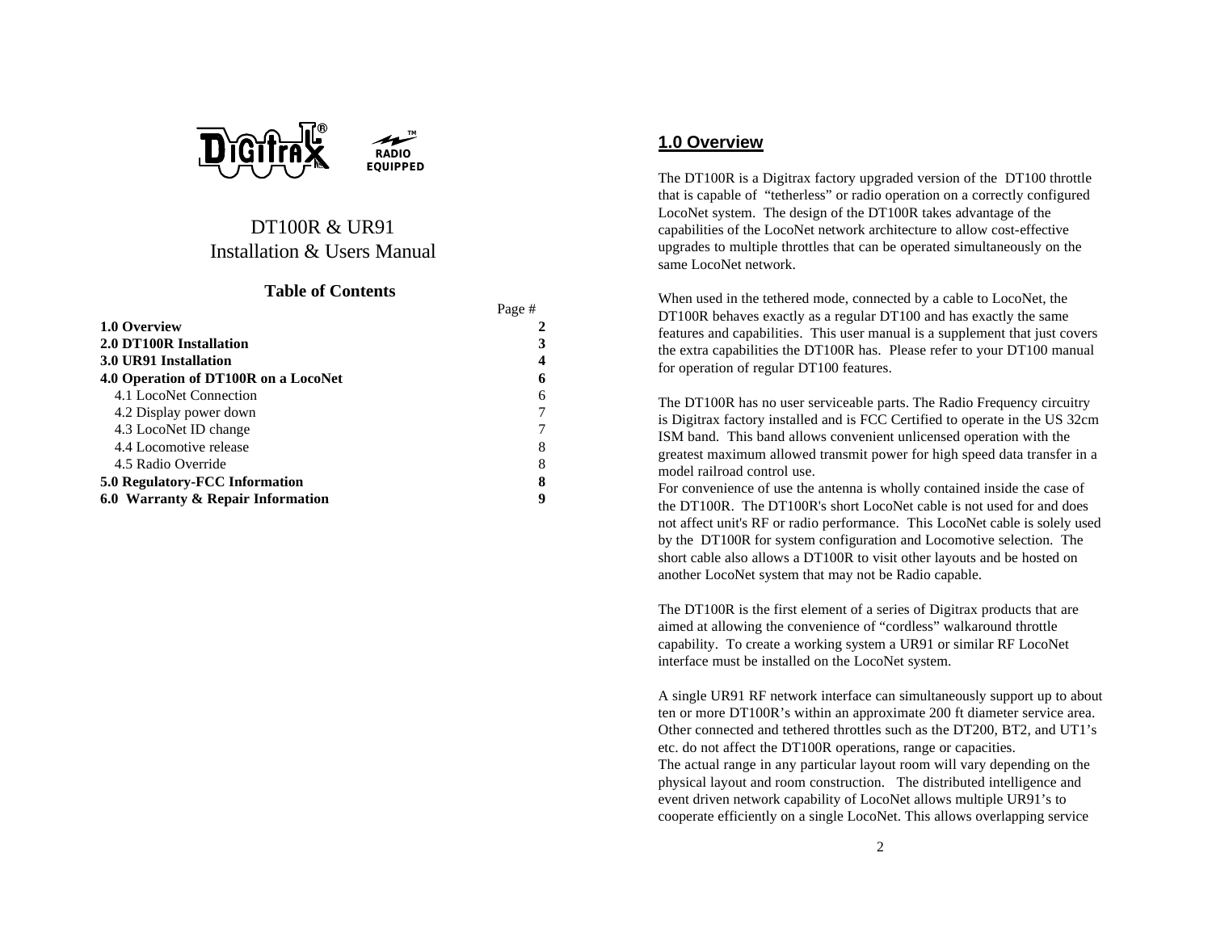Digitrax® RADIO EQUIPPED™

# DT100R & UR91
# Installation & Users Manual

## Table of Contents

| | Page # |
|---|---|
| **1.0 Overview** | **2** |
| **2.0 DT100R Installation** | **3** |
| **3.0 UR91 Installation** | **4** |
| **4.0 Operation of DT100R on a LocoNet** | **6** |
| 4.1 LocoNet Connection | 6 |
| 4.2 Display power down | 7 |
| 4.3 LocoNet ID change | 7 |
| 4.4 Locomotive release | 8 |
| 4.5 Radio Override | 8 |
| **5.0 Regulatory-FCC Information** | **8** |
| **6.0 Warranty & Repair Information** | **9** |

## 1.0 Overview

The DT100R is a Digitrax factory upgraded version of the DT100 throttle that is capable of "tetherless" or radio operation on a correctly configured LocoNet system. The design of the DT100R takes advantage of the capabilities of the LocoNet network architecture to allow cost-effective upgrades to multiple throttles that can be operated simultaneously on the same LocoNet network.

When used in the tethered mode, connected by a cable to LocoNet, the DT100R behaves exactly as a regular DT100 and has exactly the same features and capabilities. This user manual is a supplement that just covers the extra capabilities the DT100R has. Please refer to your DT100 manual for operation of regular DT100 features.

The DT100R has no user serviceable parts. The Radio Frequency circuitry is Digitrax factory installed and is FCC Certified to operate in the US 32cm ISM band. This band allows convenient unlicensed operation with the greatest maximum allowed transmit power for high speed data transfer in a model railroad control use.
For convenience of use the antenna is wholly contained inside the case of the DT100R. The DT100R's short LocoNet cable is not used for and does not affect unit's RF or radio performance. This LocoNet cable is solely used by the DT100R for system configuration and Locomotive selection. The short cable also allows a DT100R to visit other layouts and be hosted on another LocoNet system that may not be Radio capable.

The DT100R is the first element of a series of Digitrax products that are aimed at allowing the convenience of "cordless" walkaround throttle capability. To create a working system a UR91 or similar RF LocoNet interface must be installed on the LocoNet system.

A single UR91 RF network interface can simultaneously support up to about ten or more DT100R's within an approximate 200 ft diameter service area. Other connected and tethered throttles such as the DT200, BT2, and UT1's etc. do not affect the DT100R operations, range or capacities.
The actual range in any particular layout room will vary depending on the physical layout and room construction. The distributed intelligence and event driven network capability of LocoNet allows multiple UR91's to cooperate efficiently on a single LocoNet. This allows overlapping service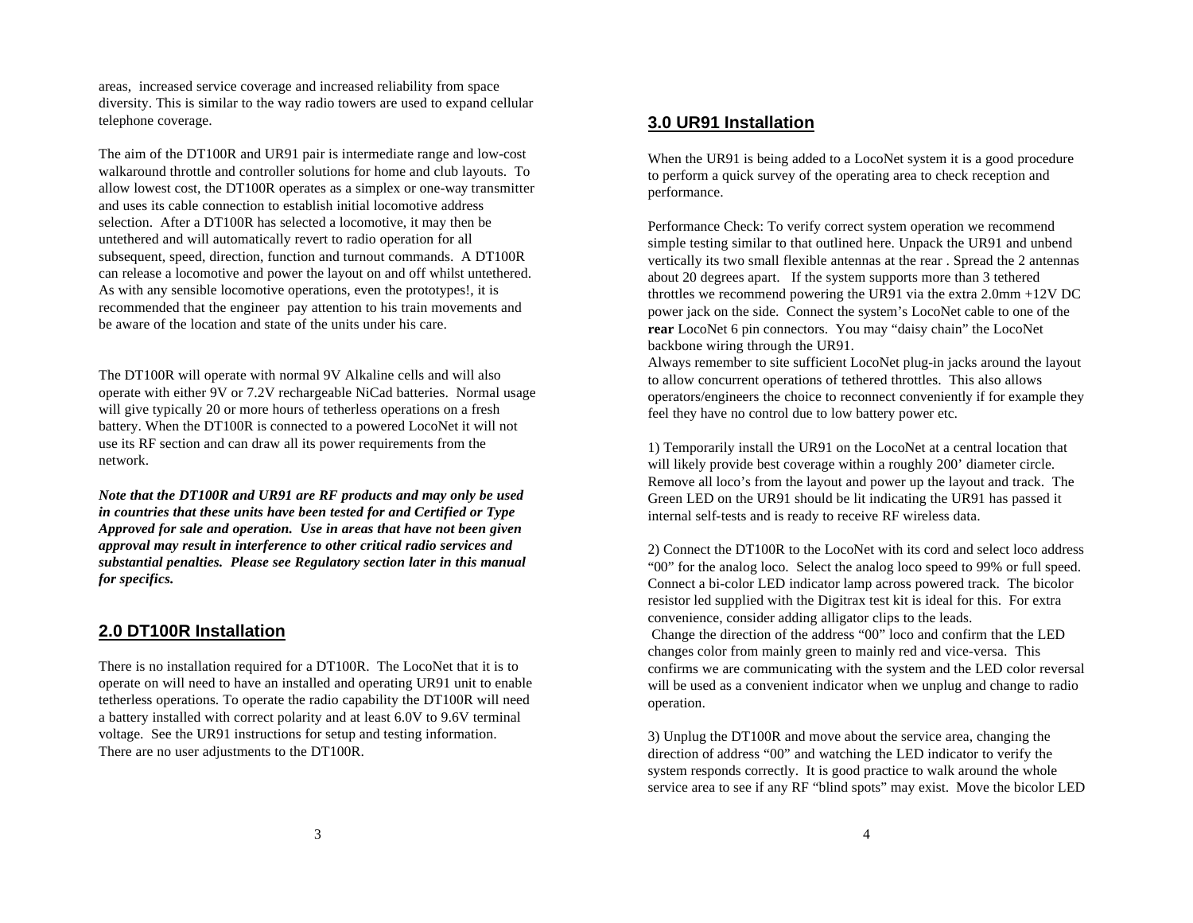areas, increased service coverage and increased reliability from space diversity. This is similar to the way radio towers are used to expand cellular telephone coverage.

The aim of the DT100R and UR91 pair is intermediate range and low-cost walkaround throttle and controller solutions for home and club layouts. To allow lowest cost, the DT100R operates as a simplex or one-way transmitter and uses its cable connection to establish initial locomotive address selection. After a DT100R has selected a locomotive, it may then be untethered and will automatically revert to radio operation for all subsequent, speed, direction, function and turnout commands. A DT100R can release a locomotive and power the layout on and off whilst untethered. As with any sensible locomotive operations, even the prototypes!, it is recommended that the engineer pay attention to his train movements and be aware of the location and state of the units under his care.

The DT100R will operate with normal 9V Alkaline cells and will also operate with either 9V or 7.2V rechargeable NiCad batteries. Normal usage will give typically 20 or more hours of tetherless operations on a fresh battery. When the DT100R is connected to a powered LocoNet it will not use its RF section and can draw all its power requirements from the network.

***Note that the DT100R and UR91 are RF products and may only be used in countries that these units have been tested for and Certified or Type Approved for sale and operation. Use in areas that have not been given approval may result in interference to other critical radio services and substantial penalties. Please see Regulatory section later in this manual for specifics.***

## 2.0 DT100R Installation

There is no installation required for a DT100R. The LocoNet that it is to operate on will need to have an installed and operating UR91 unit to enable tetherless operations. To operate the radio capability the DT100R will need a battery installed with correct polarity and at least 6.0V to 9.6V terminal voltage. See the UR91 instructions for setup and testing information. There are no user adjustments to the DT100R.

## 3.0 UR91 Installation

When the UR91 is being added to a LocoNet system it is a good procedure to perform a quick survey of the operating area to check reception and performance.

Performance Check: To verify correct system operation we recommend simple testing similar to that outlined here. Unpack the UR91 and unbend vertically its two small flexible antennas at the rear . Spread the 2 antennas about 20 degrees apart. If the system supports more than 3 tethered throttles we recommend powering the UR91 via the extra 2.0mm +12V DC power jack on the side. Connect the system's LocoNet cable to one of the **rear** LocoNet 6 pin connectors. You may "daisy chain" the LocoNet backbone wiring through the UR91.
Always remember to site sufficient LocoNet plug-in jacks around the layout to allow concurrent operations of tethered throttles. This also allows operators/engineers the choice to reconnect conveniently if for example they feel they have no control due to low battery power etc.

1) Temporarily install the UR91 on the LocoNet at a central location that will likely provide best coverage within a roughly 200' diameter circle. Remove all loco's from the layout and power up the layout and track. The Green LED on the UR91 should be lit indicating the UR91 has passed it internal self-tests and is ready to receive RF wireless data.

2) Connect the DT100R to the LocoNet with its cord and select loco address "00" for the analog loco. Select the analog loco speed to 99% or full speed. Connect a bi-color LED indicator lamp across powered track. The bicolor resistor led supplied with the Digitrax test kit is ideal for this. For extra convenience, consider adding alligator clips to the leads.
Change the direction of the address "00" loco and confirm that the LED changes color from mainly green to mainly red and vice-versa. This confirms we are communicating with the system and the LED color reversal will be used as a convenient indicator when we unplug and change to radio operation.

3) Unplug the DT100R and move about the service area, changing the direction of address "00" and watching the LED indicator to verify the system responds correctly. It is good practice to walk around the whole service area to see if any RF "blind spots" may exist. Move the bicolor LED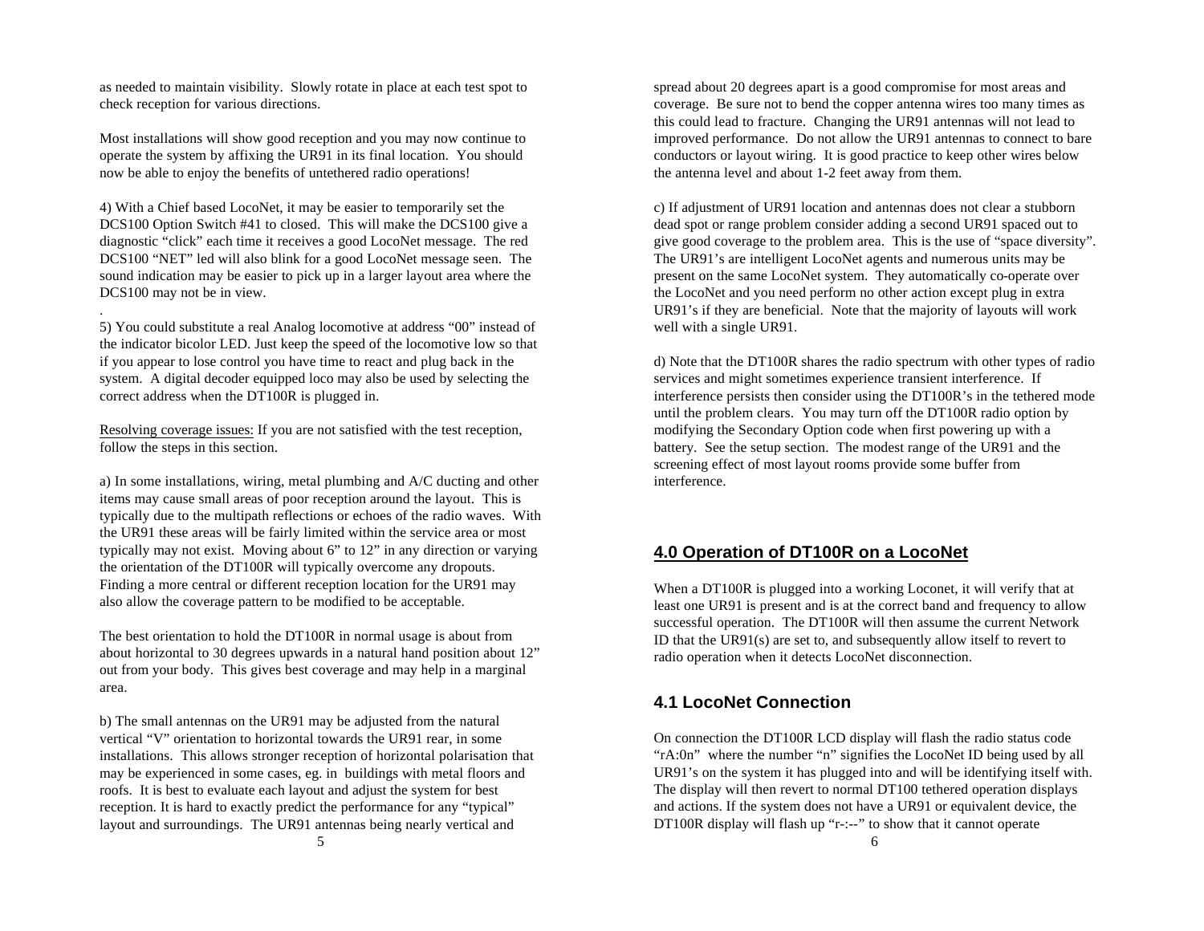as needed to maintain visibility. Slowly rotate in place at each test spot to check reception for various directions.

Most installations will show good reception and you may now continue to operate the system by affixing the UR91 in its final location. You should now be able to enjoy the benefits of untethered radio operations!

4) With a Chief based LocoNet, it may be easier to temporarily set the DCS100 Option Switch #41 to closed. This will make the DCS100 give a diagnostic "click" each time it receives a good LocoNet message. The red DCS100 "NET" led will also blink for a good LocoNet message seen. The sound indication may be easier to pick up in a larger layout area where the DCS100 may not be in view.

.

5) You could substitute a real Analog locomotive at address "00" instead of the indicator bicolor LED. Just keep the speed of the locomotive low so that if you appear to lose control you have time to react and plug back in the system. A digital decoder equipped loco may also be used by selecting the correct address when the DT100R is plugged in.

Resolving coverage issues: If you are not satisfied with the test reception, follow the steps in this section.

a) In some installations, wiring, metal plumbing and A/C ducting and other items may cause small areas of poor reception around the layout. This is typically due to the multipath reflections or echoes of the radio waves. With the UR91 these areas will be fairly limited within the service area or most typically may not exist. Moving about 6" to 12" in any direction or varying the orientation of the DT100R will typically overcome any dropouts. Finding a more central or different reception location for the UR91 may also allow the coverage pattern to be modified to be acceptable.

The best orientation to hold the DT100R in normal usage is about from about horizontal to 30 degrees upwards in a natural hand position about 12" out from your body. This gives best coverage and may help in a marginal area.

b) The small antennas on the UR91 may be adjusted from the natural vertical "V" orientation to horizontal towards the UR91 rear, in some installations. This allows stronger reception of horizontal polarisation that may be experienced in some cases, eg. in buildings with metal floors and roofs. It is best to evaluate each layout and adjust the system for best reception. It is hard to exactly predict the performance for any "typical" layout and surroundings. The UR91 antennas being nearly vertical and spread about 20 degrees apart is a good compromise for most areas and coverage. Be sure not to bend the copper antenna wires too many times as this could lead to fracture. Changing the UR91 antennas will not lead to improved performance. Do not allow the UR91 antennas to connect to bare conductors or layout wiring. It is good practice to keep other wires below the antenna level and about 1-2 feet away from them.

c) If adjustment of UR91 location and antennas does not clear a stubborn dead spot or range problem consider adding a second UR91 spaced out to give good coverage to the problem area. This is the use of "space diversity". The UR91's are intelligent LocoNet agents and numerous units may be present on the same LocoNet system. They automatically co-operate over the LocoNet and you need perform no other action except plug in extra UR91's if they are beneficial. Note that the majority of layouts will work well with a single UR91.

d) Note that the DT100R shares the radio spectrum with other types of radio services and might sometimes experience transient interference. If interference persists then consider using the DT100R's in the tethered mode until the problem clears. You may turn off the DT100R radio option by modifying the Secondary Option code when first powering up with a battery. See the setup section. The modest range of the UR91 and the screening effect of most layout rooms provide some buffer from interference.

## 4.0 Operation of DT100R on a LocoNet

When a DT100R is plugged into a working Loconet, it will verify that at least one UR91 is present and is at the correct band and frequency to allow successful operation. The DT100R will then assume the current Network ID that the UR91(s) are set to, and subsequently allow itself to revert to radio operation when it detects LocoNet disconnection.

### 4.1 LocoNet Connection

On connection the DT100R LCD display will flash the radio status code "rA:0n" where the number "n" signifies the LocoNet ID being used by all UR91's on the system it has plugged into and will be identifying itself with. The display will then revert to normal DT100 tethered operation displays and actions. If the system does not have a UR91 or equivalent device, the DT100R display will flash up "r-:--" to show that it cannot operate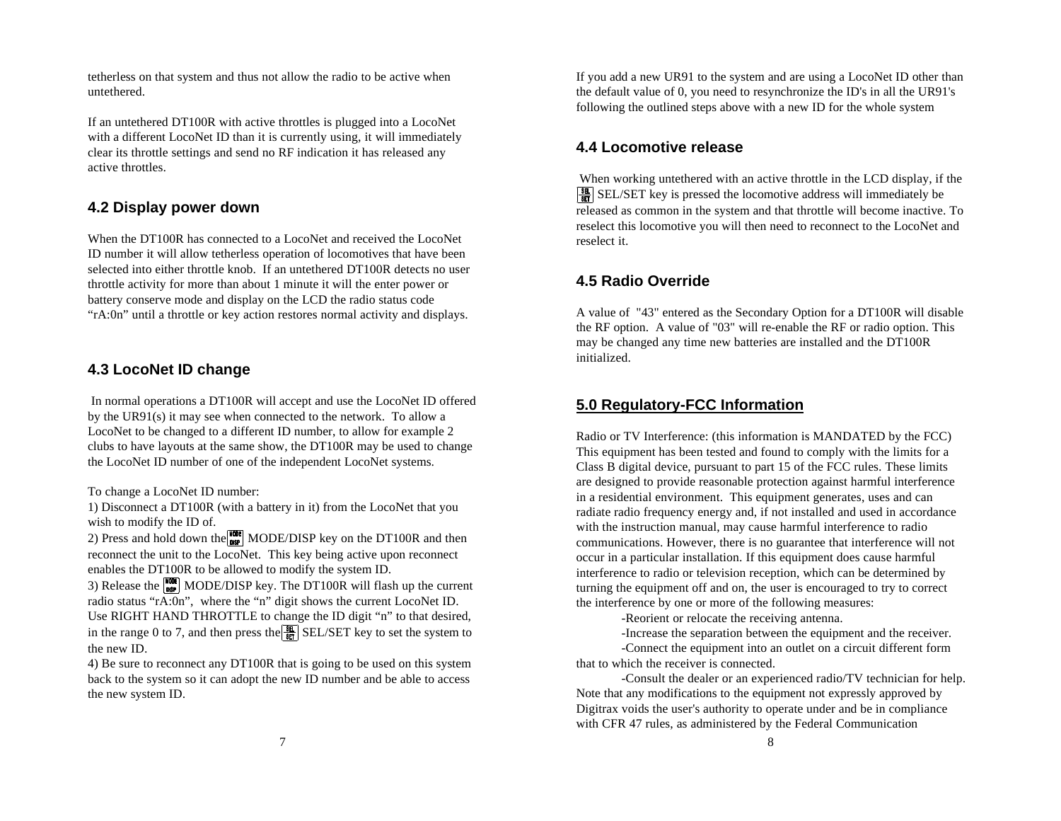tetherless on that system and thus not allow the radio to be active when untethered.

If an untethered DT100R with active throttles is plugged into a LocoNet with a different LocoNet ID than it is currently using, it will immediately clear its throttle settings and send no RF indication it has released any active throttles.

## 4.2 Display power down

When the DT100R has connected to a LocoNet and received the LocoNet ID number it will allow tetherless operation of locomotives that have been selected into either throttle knob. If an untethered DT100R detects no user throttle activity for more than about 1 minute it will the enter power or battery conserve mode and display on the LCD the radio status code "rA:0n" until a throttle or key action restores normal activity and displays.

## 4.3 LocoNet ID change

In normal operations a DT100R will accept and use the LocoNet ID offered by the UR91(s) it may see when connected to the network. To allow a LocoNet to be changed to a different ID number, to allow for example 2 clubs to have layouts at the same show, the DT100R may be used to change the LocoNet ID number of one of the independent LocoNet systems.

To change a LocoNet ID number:
1) Disconnect a DT100R (with a battery in it) from the LocoNet that you wish to modify the ID of.
2) Press and hold down the MODE/DISP key on the DT100R and then reconnect the unit to the LocoNet. This key being active upon reconnect enables the DT100R to be allowed to modify the system ID.
3) Release the MODE/DISP key. The DT100R will flash up the current radio status "rA:0n", where the "n" digit shows the current LocoNet ID. Use RIGHT HAND THROTTLE to change the ID digit "n" to that desired, in the range 0 to 7, and then press the SEL/SET key to set the system to the new ID.
4) Be sure to reconnect any DT100R that is going to be used on this system back to the system so it can adopt the new ID number and be able to access the new system ID.

If you add a new UR91 to the system and are using a LocoNet ID other than the default value of 0, you need to resynchronize the ID's in all the UR91's following the outlined steps above with a new ID for the whole system

## 4.4 Locomotive release

When working untethered with an active throttle in the LCD display, if the SEL/SET key is pressed the locomotive address will immediately be released as common in the system and that throttle will become inactive. To reselect this locomotive you will then need to reconnect to the LocoNet and reselect it.

## 4.5 Radio Override

A value of "43" entered as the Secondary Option for a DT100R will disable the RF option. A value of "03" will re-enable the RF or radio option. This may be changed any time new batteries are installed and the DT100R initialized.

## 5.0 Regulatory-FCC Information

Radio or TV Interference: (this information is MANDATED by the FCC) This equipment has been tested and found to comply with the limits for a Class B digital device, pursuant to part 15 of the FCC rules. These limits are designed to provide reasonable protection against harmful interference in a residential environment. This equipment generates, uses and can radiate radio frequency energy and, if not installed and used in accordance with the instruction manual, may cause harmful interference to radio communications. However, there is no guarantee that interference will not occur in a particular installation. If this equipment does cause harmful interference to radio or television reception, which can be determined by turning the equipment off and on, the user is encouraged to try to correct the interference by one or more of the following measures:

-Reorient or relocate the receiving antenna.
-Increase the separation between the equipment and the receiver.
-Connect the equipment into an outlet on a circuit different form that to which the receiver is connected.
-Consult the dealer or an experienced radio/TV technician for help.

Note that any modifications to the equipment not expressly approved by Digitrax voids the user's authority to operate under and be in compliance with CFR 47 rules, as administered by the Federal Communication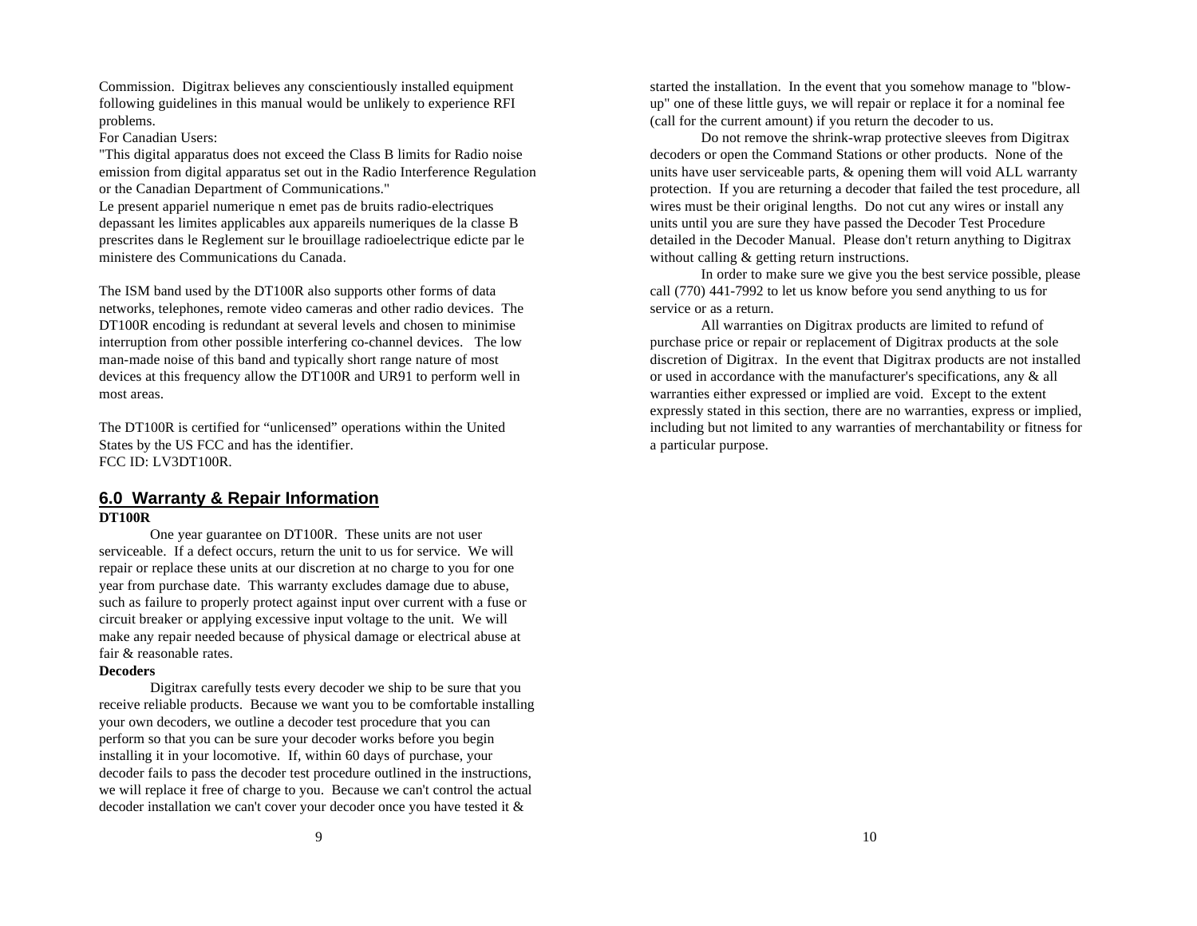Commission. Digitrax believes any conscientiously installed equipment following guidelines in this manual would be unlikely to experience RFI problems.

For Canadian Users:

"This digital apparatus does not exceed the Class B limits for Radio noise emission from digital apparatus set out in the Radio Interference Regulation or the Canadian Department of Communications."

Le present appariel numerique n emet pas de bruits radio-electriques depassant les limites applicables aux appareils numeriques de la classe B prescrites dans le Reglement sur le brouillage radioelectrique edicte par le ministere des Communications du Canada.

The ISM band used by the DT100R also supports other forms of data networks, telephones, remote video cameras and other radio devices. The DT100R encoding is redundant at several levels and chosen to minimise interruption from other possible interfering co-channel devices. The low man-made noise of this band and typically short range nature of most devices at this frequency allow the DT100R and UR91 to perform well in most areas.

The DT100R is certified for “unlicensed” operations within the United States by the US FCC and has the identifier.
FCC ID: LV3DT100R.

## 6.0 Warranty & Repair Information

**DT100R**

One year guarantee on DT100R. These units are not user serviceable. If a defect occurs, return the unit to us for service. We will repair or replace these units at our discretion at no charge to you for one year from purchase date. This warranty excludes damage due to abuse, such as failure to properly protect against input over current with a fuse or circuit breaker or applying excessive input voltage to the unit. We will make any repair needed because of physical damage or electrical abuse at fair & reasonable rates.

**Decoders**

Digitrax carefully tests every decoder we ship to be sure that you receive reliable products. Because we want you to be comfortable installing your own decoders, we outline a decoder test procedure that you can perform so that you can be sure your decoder works before you begin installing it in your locomotive. If, within 60 days of purchase, your decoder fails to pass the decoder test procedure outlined in the instructions, we will replace it free of charge to you. Because we can't control the actual decoder installation we can't cover your decoder once you have tested it & started the installation. In the event that you somehow manage to "blow-up" one of these little guys, we will repair or replace it for a nominal fee (call for the current amount) if you return the decoder to us.

Do not remove the shrink-wrap protective sleeves from Digitrax decoders or open the Command Stations or other products. None of the units have user serviceable parts, & opening them will void ALL warranty protection. If you are returning a decoder that failed the test procedure, all wires must be their original lengths. Do not cut any wires or install any units until you are sure they have passed the Decoder Test Procedure detailed in the Decoder Manual. Please don't return anything to Digitrax without calling & getting return instructions.

In order to make sure we give you the best service possible, please call (770) 441-7992 to let us know before you send anything to us for service or as a return.

All warranties on Digitrax products are limited to refund of purchase price or repair or replacement of Digitrax products at the sole discretion of Digitrax. In the event that Digitrax products are not installed or used in accordance with the manufacturer's specifications, any & all warranties either expressed or implied are void. Except to the extent expressly stated in this section, there are no warranties, express or implied, including but not limited to any warranties of merchantability or fitness for a particular purpose.